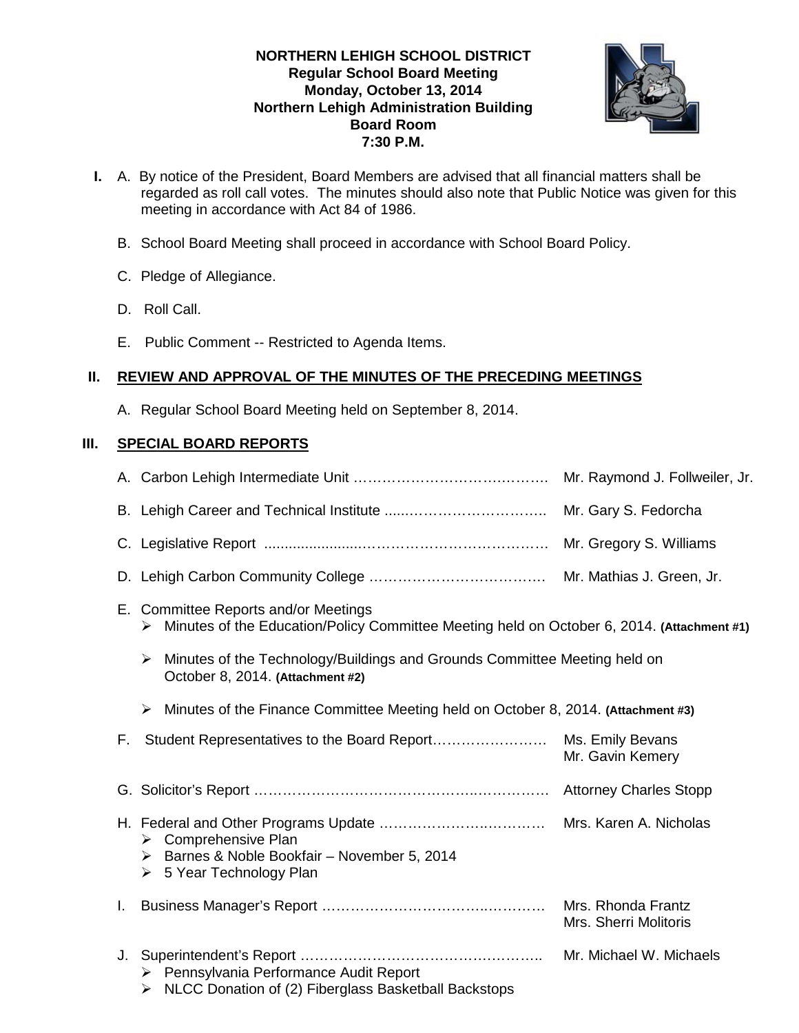**NORTHERN LEHIGH SCHOOL DISTRICT**
**Regular School Board Meeting**
**Monday, October 13, 2014**
**Northern Lehigh Administration Building**
**Board Room**
**7:30 P.M.**

**I.** A. By notice of the President, Board Members are advised that all financial matters shall be regarded as roll call votes. The minutes should also note that Public Notice was given for this meeting in accordance with Act 84 of 1986.

B. School Board Meeting shall proceed in accordance with School Board Policy.

C. Pledge of Allegiance.

D. Roll Call.

E. Public Comment -- Restricted to Agenda Items.

## II. REVIEW AND APPROVAL OF THE MINUTES OF THE PRECEDING MEETINGS

A. Regular School Board Meeting held on September 8, 2014.

## III. SPECIAL BOARD REPORTS

A. Carbon Lehigh Intermediate Unit …………………………….…….. Mr. Raymond J. Follweiler, Jr.

B. Lehigh Career and Technical Institute .....………………………. Mr. Gary S. Fedorcha

C. Legislative Report ......................…………………………………. Mr. Gregory S. Williams

D. Lehigh Carbon Community College ………………………………. Mr. Mathias J. Green, Jr.

E. Committee Reports and/or Meetings
- Minutes of the Education/Policy Committee Meeting held on October 6, 2014. **(Attachment #1)**
- Minutes of the Technology/Buildings and Grounds Committee Meeting held on October 8, 2014. **(Attachment #2)**
- Minutes of the Finance Committee Meeting held on October 8, 2014. **(Attachment #3)**

F. Student Representatives to the Board Report…………………… Ms. Emily Bevans, Mr. Gavin Kemery

G. Solicitor's Report ……………………………………….………… Attorney Charles Stopp

H. Federal and Other Programs Update …………………….………. Mrs. Karen A. Nicholas
- Comprehensive Plan
- Barnes & Noble Bookfair – November 5, 2014
- 5 Year Technology Plan

I. Business Manager's Report ……………………………..……… Mrs. Rhonda Frantz, Mrs. Sherri Molitoris

J. Superintendent's Report ………………………………………….. Mr. Michael W. Michaels
- Pennsylvania Performance Audit Report
- NLCC Donation of (2) Fiberglass Basketball Backstops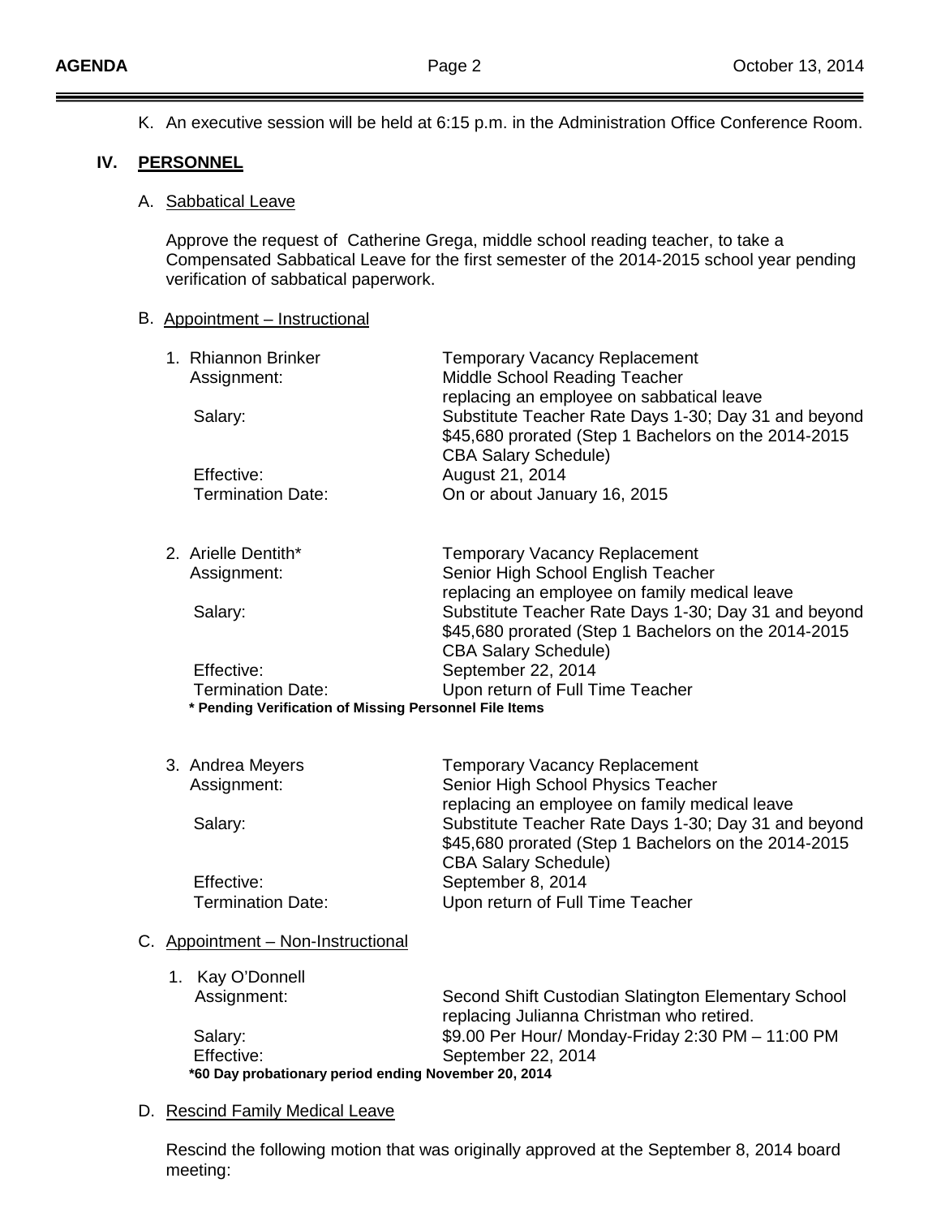K. An executive session will be held at 6:15 p.m. in the Administration Office Conference Room.

## IV. PERSONNEL

### A. Sabbatical Leave

Approve the request of Catherine Grega, middle school reading teacher, to take a Compensated Sabbatical Leave for the first semester of the 2014-2015 school year pending verification of sabbatical paperwork.

### B. Appointment – Instructional

1. Rhiannon Brinker — Temporary Vacancy Replacement
   - Assignment: Middle School Reading Teacher replacing an employee on sabbatical leave
   - Salary: Substitute Teacher Rate Days 1-30; Day 31 and beyond $45,680 prorated (Step 1 Bachelors on the 2014-2015 CBA Salary Schedule)
   - Effective: August 21, 2014
   - Termination Date: On or about January 16, 2015

2. Arielle Dentith* — Temporary Vacancy Replacement
   - Assignment: Senior High School English Teacher replacing an employee on family medical leave
   - Salary: Substitute Teacher Rate Days 1-30; Day 31 and beyond $45,680 prorated (Step 1 Bachelors on the 2014-2015 CBA Salary Schedule)
   - Effective: September 22, 2014
   - Termination Date: Upon return of Full Time Teacher

   **\* Pending Verification of Missing Personnel File Items**

3. Andrea Meyers — Temporary Vacancy Replacement
   - Assignment: Senior High School Physics Teacher replacing an employee on family medical leave
   - Salary: Substitute Teacher Rate Days 1-30; Day 31 and beyond $45,680 prorated (Step 1 Bachelors on the 2014-2015 CBA Salary Schedule)
   - Effective: September 8, 2014
   - Termination Date: Upon return of Full Time Teacher

### C. Appointment – Non-Instructional

1. Kay O'Donnell
   - Assignment: Second Shift Custodian Slatington Elementary School replacing Julianna Christman who retired.
   - Salary: $9.00 Per Hour/ Monday-Friday 2:30 PM – 11:00 PM
   - Effective: September 22, 2014

   **\*60 Day probationary period ending November 20, 2014**

### D. Rescind Family Medical Leave

Rescind the following motion that was originally approved at the September 8, 2014 board meeting: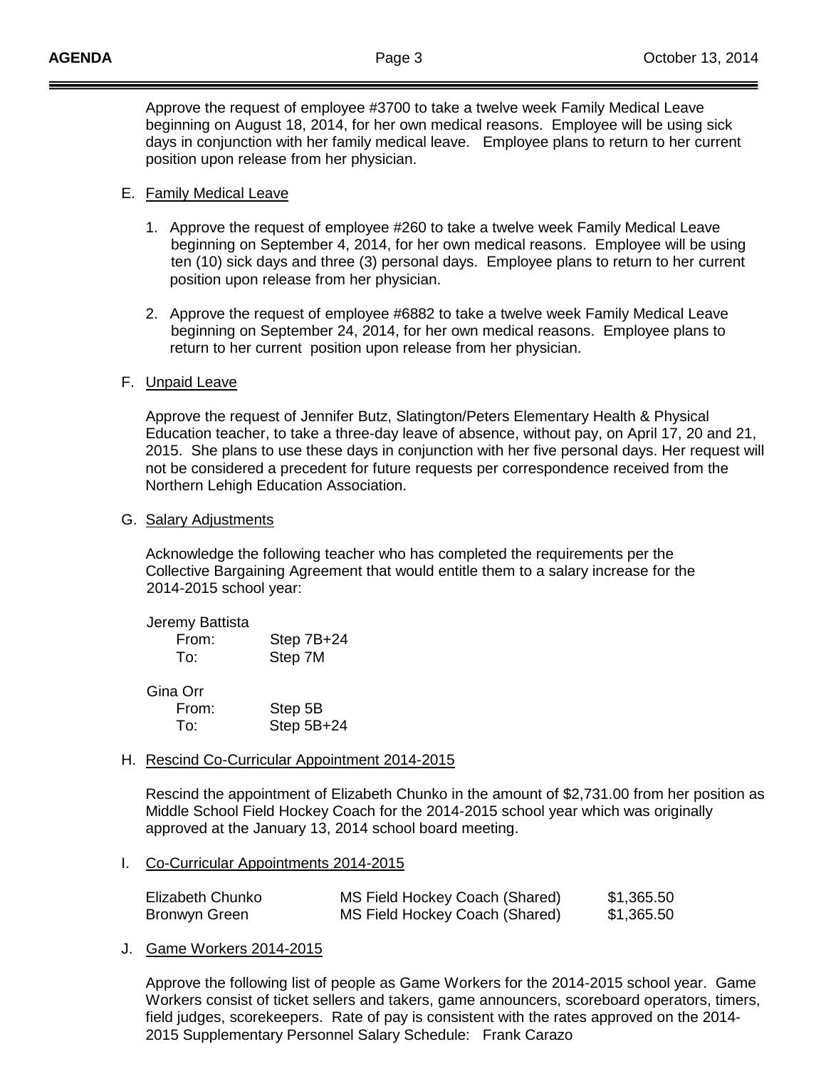Approve the request of employee #3700 to take a twelve week Family Medical Leave beginning on August 18, 2014, for her own medical reasons. Employee will be using sick days in conjunction with her family medical leave. Employee plans to return to her current position upon release from her physician.

E. Family Medical Leave

1. Approve the request of employee #260 to take a twelve week Family Medical Leave beginning on September 4, 2014, for her own medical reasons. Employee will be using ten (10) sick days and three (3) personal days. Employee plans to return to her current position upon release from her physician.

2. Approve the request of employee #6882 to take a twelve week Family Medical Leave beginning on September 24, 2014, for her own medical reasons. Employee plans to return to her current position upon release from her physician.

F. Unpaid Leave

Approve the request of Jennifer Butz, Slatington/Peters Elementary Health & Physical Education teacher, to take a three-day leave of absence, without pay, on April 17, 20 and 21, 2015. She plans to use these days in conjunction with her five personal days. Her request will not be considered a precedent for future requests per correspondence received from the Northern Lehigh Education Association.

G. Salary Adjustments

Acknowledge the following teacher who has completed the requirements per the Collective Bargaining Agreement that would entitle them to a salary increase for the 2014-2015 school year:

Jeremy Battista
From: Step 7B+24
To: Step 7M

Gina Orr
From: Step 5B
To: Step 5B+24

H. Rescind Co-Curricular Appointment 2014-2015

Rescind the appointment of Elizabeth Chunko in the amount of $2,731.00 from her position as Middle School Field Hockey Coach for the 2014-2015 school year which was originally approved at the January 13, 2014 school board meeting.

I. Co-Curricular Appointments 2014-2015

| | | |
|---|---|---|
| Elizabeth Chunko | MS Field Hockey Coach (Shared) | $1,365.50 |
| Bronwyn Green | MS Field Hockey Coach (Shared) | $1,365.50 |

J. Game Workers 2014-2015

Approve the following list of people as Game Workers for the 2014-2015 school year. Game Workers consist of ticket sellers and takers, game announcers, scoreboard operators, timers, field judges, scorekeepers. Rate of pay is consistent with the rates approved on the 2014-2015 Supplementary Personnel Salary Schedule: Frank Carazo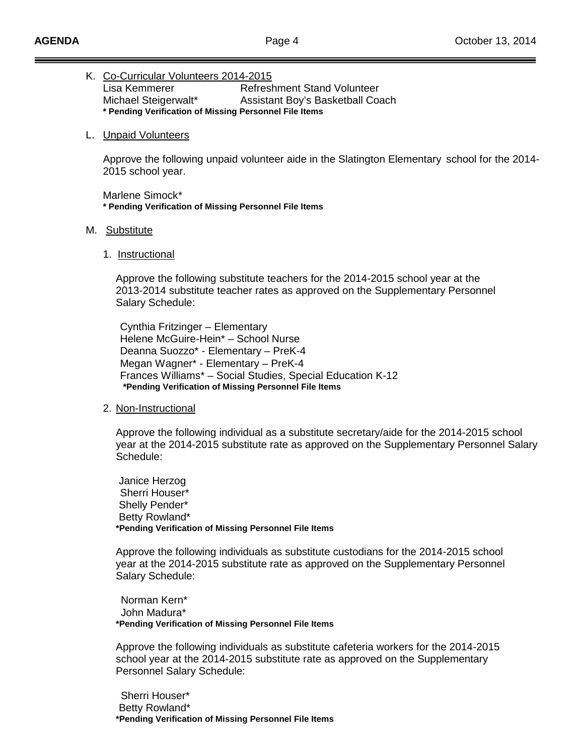K. Co-Curricular Volunteers 2014-2015

| | |
|---|---|
| Lisa Kemmerer | Refreshment Stand Volunteer |
| Michael Steigerwalt* | Assistant Boy's Basketball Coach |

**\* Pending Verification of Missing Personnel File Items**

L. Unpaid Volunteers

Approve the following unpaid volunteer aide in the Slatington Elementary school for the 2014-2015 school year.

Marlene Simock*
**\* Pending Verification of Missing Personnel File Items**

M. Substitute

1. Instructional

Approve the following substitute teachers for the 2014-2015 school year at the 2013-2014 substitute teacher rates as approved on the Supplementary Personnel Salary Schedule:

Cynthia Fritzinger – Elementary
Helene McGuire-Hein* – School Nurse
Deanna Suozzo* - Elementary – PreK-4
Megan Wagner* - Elementary – PreK-4
Frances Williams* – Social Studies, Special Education K-12
**\*Pending Verification of Missing Personnel File Items**

2. Non-Instructional

Approve the following individual as a substitute secretary/aide for the 2014-2015 school year at the 2014-2015 substitute rate as approved on the Supplementary Personnel Salary Schedule:

Janice Herzog
Sherri Houser*
Shelly Pender*
Betty Rowland*
**\*Pending Verification of Missing Personnel File Items**

Approve the following individuals as substitute custodians for the 2014-2015 school year at the 2014-2015 substitute rate as approved on the Supplementary Personnel Salary Schedule:

Norman Kern*
John Madura*
**\*Pending Verification of Missing Personnel File Items**

Approve the following individuals as substitute cafeteria workers for the 2014-2015 school year at the 2014-2015 substitute rate as approved on the Supplementary Personnel Salary Schedule:

Sherri Houser*
Betty Rowland*
**\*Pending Verification of Missing Personnel File Items**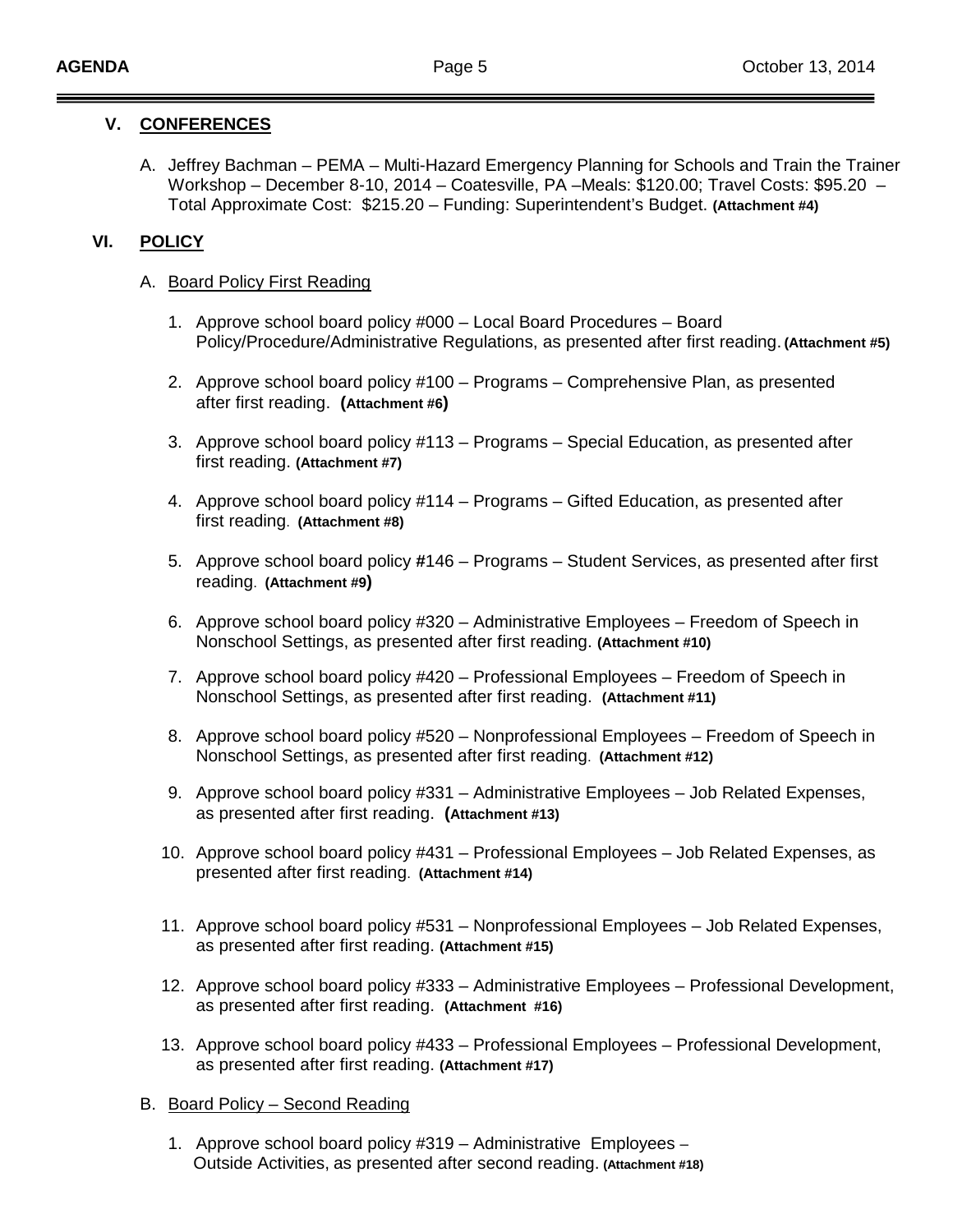## V. CONFERENCES

A. Jeffrey Bachman – PEMA – Multi-Hazard Emergency Planning for Schools and Train the Trainer Workshop – December 8-10, 2014 – Coatesville, PA –Meals: $120.00; Travel Costs: $95.20 – Total Approximate Cost: $215.20 – Funding: Superintendent's Budget. **(Attachment #4)**

## VI. POLICY

A. Board Policy First Reading

1. Approve school board policy #000 – Local Board Procedures – Board Policy/Procedure/Administrative Regulations, as presented after first reading. **(Attachment #5)**

2. Approve school board policy #100 – Programs – Comprehensive Plan, as presented after first reading. **(Attachment #6)**

3. Approve school board policy #113 – Programs – Special Education, as presented after first reading. **(Attachment #7)**

4. Approve school board policy #114 – Programs – Gifted Education, as presented after first reading. **(Attachment #8)**

5. Approve school board policy #146 – Programs – Student Services, as presented after first reading. **(Attachment #9)**

6. Approve school board policy #320 – Administrative Employees – Freedom of Speech in Nonschool Settings, as presented after first reading. **(Attachment #10)**

7. Approve school board policy #420 – Professional Employees – Freedom of Speech in Nonschool Settings, as presented after first reading. **(Attachment #11)**

8. Approve school board policy #520 – Nonprofessional Employees – Freedom of Speech in Nonschool Settings, as presented after first reading. **(Attachment #12)**

9. Approve school board policy #331 – Administrative Employees – Job Related Expenses, as presented after first reading. **(Attachment #13)**

10. Approve school board policy #431 – Professional Employees – Job Related Expenses, as presented after first reading. **(Attachment #14)**

11. Approve school board policy #531 – Nonprofessional Employees – Job Related Expenses, as presented after first reading. **(Attachment #15)**

12. Approve school board policy #333 – Administrative Employees – Professional Development, as presented after first reading. **(Attachment #16)**

13. Approve school board policy #433 – Professional Employees – Professional Development, as presented after first reading. **(Attachment #17)**

B. Board Policy – Second Reading

1. Approve school board policy #319 – Administrative Employees – Outside Activities, as presented after second reading. **(Attachment #18)**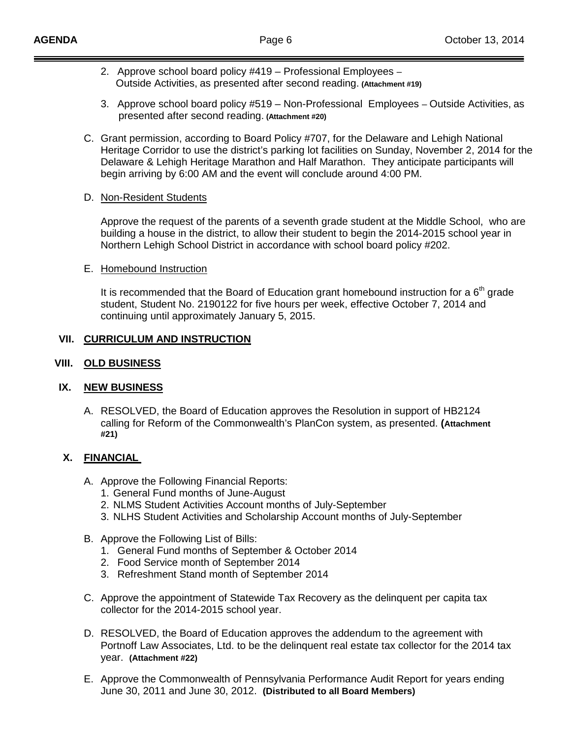2. Approve school board policy #419 – Professional Employees – Outside Activities, as presented after second reading. **(Attachment #19)**

3. Approve school board policy #519 – Non-Professional Employees – Outside Activities, as presented after second reading. **(Attachment #20)**

C. Grant permission, according to Board Policy #707, for the Delaware and Lehigh National Heritage Corridor to use the district's parking lot facilities on Sunday, November 2, 2014 for the Delaware & Lehigh Heritage Marathon and Half Marathon. They anticipate participants will begin arriving by 6:00 AM and the event will conclude around 4:00 PM.

D. Non-Resident Students

Approve the request of the parents of a seventh grade student at the Middle School, who are building a house in the district, to allow their student to begin the 2014-2015 school year in Northern Lehigh School District in accordance with school board policy #202.

E. Homebound Instruction

It is recommended that the Board of Education grant homebound instruction for a 6th grade student, Student No. 2190122 for five hours per week, effective October 7, 2014 and continuing until approximately January 5, 2015.

## VII. CURRICULUM AND INSTRUCTION

## VIII. OLD BUSINESS

## IX. NEW BUSINESS

A. RESOLVED, the Board of Education approves the Resolution in support of HB2124 calling for Reform of the Commonwealth's PlanCon system, as presented. **(Attachment #21)**

## X. FINANCIAL

A. Approve the Following Financial Reports:
   1. General Fund months of June-August
   2. NLMS Student Activities Account months of July-September
   3. NLHS Student Activities and Scholarship Account months of July-September

B. Approve the Following List of Bills:
   1. General Fund months of September & October 2014
   2. Food Service month of September 2014
   3. Refreshment Stand month of September 2014

C. Approve the appointment of Statewide Tax Recovery as the delinquent per capita tax collector for the 2014-2015 school year.

D. RESOLVED, the Board of Education approves the addendum to the agreement with Portnoff Law Associates, Ltd. to be the delinquent real estate tax collector for the 2014 tax year. **(Attachment #22)**

E. Approve the Commonwealth of Pennsylvania Performance Audit Report for years ending June 30, 2011 and June 30, 2012. **(Distributed to all Board Members)**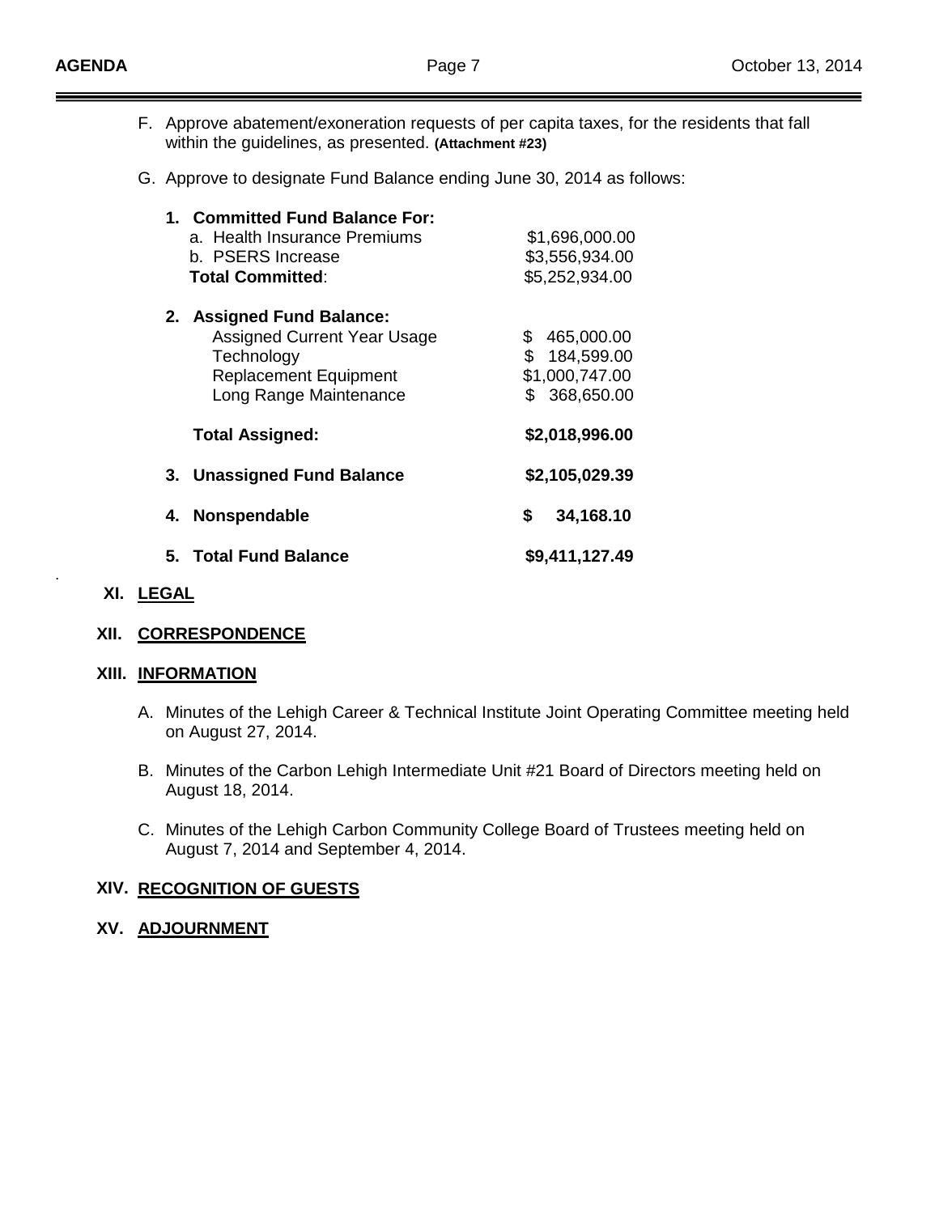F. Approve abatement/exoneration requests of per capita taxes, for the residents that fall within the guidelines, as presented. **(Attachment #23)**

G. Approve to designate Fund Balance ending June 30, 2014 as follows:

| | |
|---|---|
| **1. Committed Fund Balance For:** | |
| a. Health Insurance Premiums | $1,696,000.00 |
| b. PSERS Increase | $3,556,934.00 |
| **Total Committed**: | $5,252,934.00 |
| **2. Assigned Fund Balance:** | |
| Assigned Current Year Usage | $ 465,000.00 |
| Technology | $ 184,599.00 |
| Replacement Equipment | $1,000,747.00 |
| Long Range Maintenance | $ 368,650.00 |
| **Total Assigned:** | **$2,018,996.00** |
| **3. Unassigned Fund Balance** | **$2,105,029.39** |
| **4. Nonspendable** | **$ 34,168.10** |
| **5. Total Fund Balance** | **$9,411,127.49** |

## XI. LEGAL

## XII. CORRESPONDENCE

## XIII. INFORMATION

A. Minutes of the Lehigh Career & Technical Institute Joint Operating Committee meeting held on August 27, 2014.

B. Minutes of the Carbon Lehigh Intermediate Unit #21 Board of Directors meeting held on August 18, 2014.

C. Minutes of the Lehigh Carbon Community College Board of Trustees meeting held on August 7, 2014 and September 4, 2014.

## XIV. RECOGNITION OF GUESTS

## XV. ADJOURNMENT